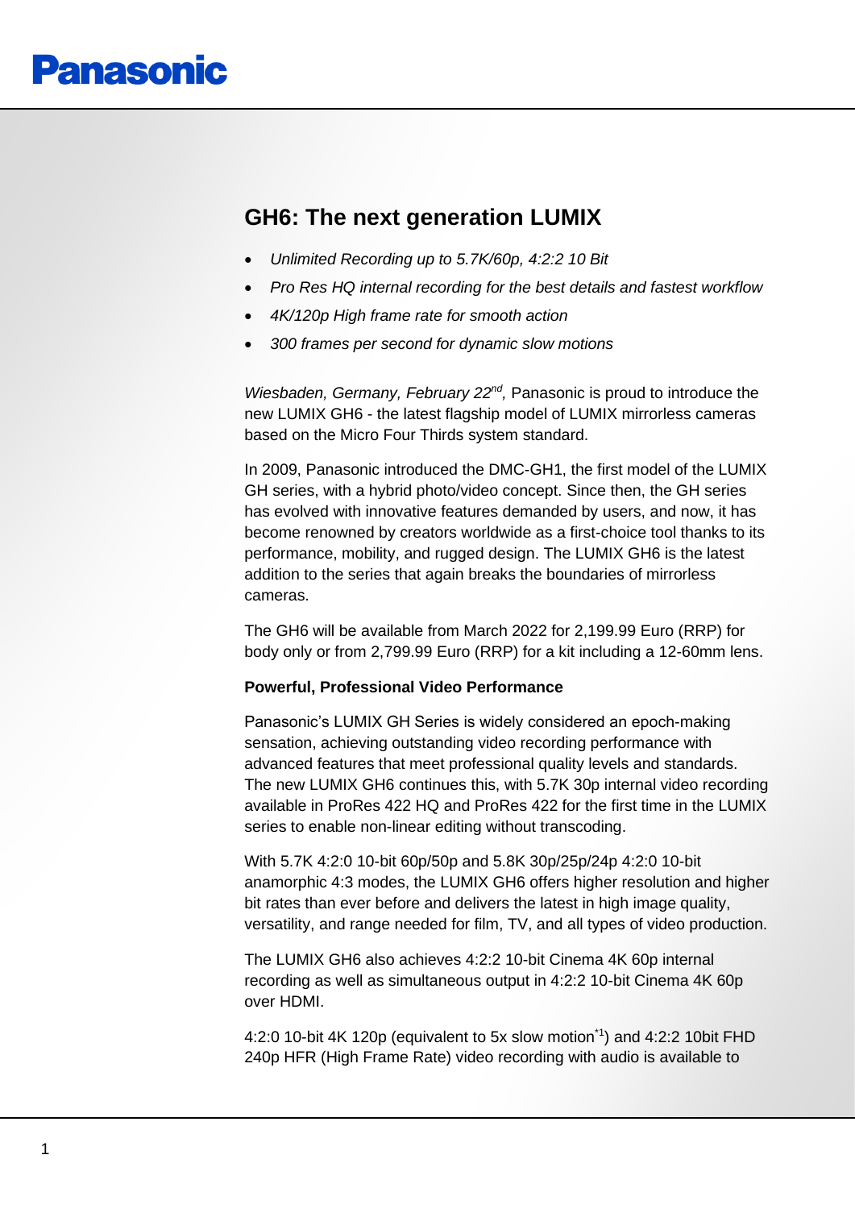# GH6: The next generation LUMIX

- *Unlimited Recording up to 5.7K/60p, 4:2:2 10 Bit*
- *Pro Res HQ internal recording for the best details and fastest workflow*
- *4K/120p High frame rate for smooth action*
- *300 frames per second for dynamic slow motions*

*Wiesbaden, Germany, February 22nd,* Panasonic is proud to introduce the new LUMIX GH6 - the latest flagship model of LUMIX mirrorless cameras based on the Micro Four Thirds system standard.

In 2009, Panasonic introduced the DMC-GH1, the first model of the LUMIX GH series, with a hybrid photo/video concept. Since then, the GH series has evolved with innovative features demanded by users, and now, it has become renowned by creators worldwide as a first-choice tool thanks to its performance, mobility, and rugged design. The LUMIX GH6 is the latest addition to the series that again breaks the boundaries of mirrorless cameras.

The GH6 will be available from March 2022 for 2,199.99 Euro (RRP) for body only or from 2,799.99 Euro (RRP) for a kit including a 12-60mm lens.

**Powerful, Professional Video Performance**

Panasonic's LUMIX GH Series is widely considered an epoch-making sensation, achieving outstanding video recording performance with advanced features that meet professional quality levels and standards. The new LUMIX GH6 continues this, with 5.7K 30p internal video recording available in ProRes 422 HQ and ProRes 422 for the first time in the LUMIX series to enable non-linear editing without transcoding.

With 5.7K 4:2:0 10-bit 60p/50p and 5.8K 30p/25p/24p 4:2:0 10-bit anamorphic 4:3 modes, the LUMIX GH6 offers higher resolution and higher bit rates than ever before and delivers the latest in high image quality, versatility, and range needed for film, TV, and all types of video production.

The LUMIX GH6 also achieves 4:2:2 10-bit Cinema 4K 60p internal recording as well as simultaneous output in 4:2:2 10-bit Cinema 4K 60p over HDMI.

4:2:0 10-bit 4K 120p (equivalent to 5x slow motion[*1]) and 4:2:2 10bit FHD 240p HFR (High Frame Rate) video recording with audio is available to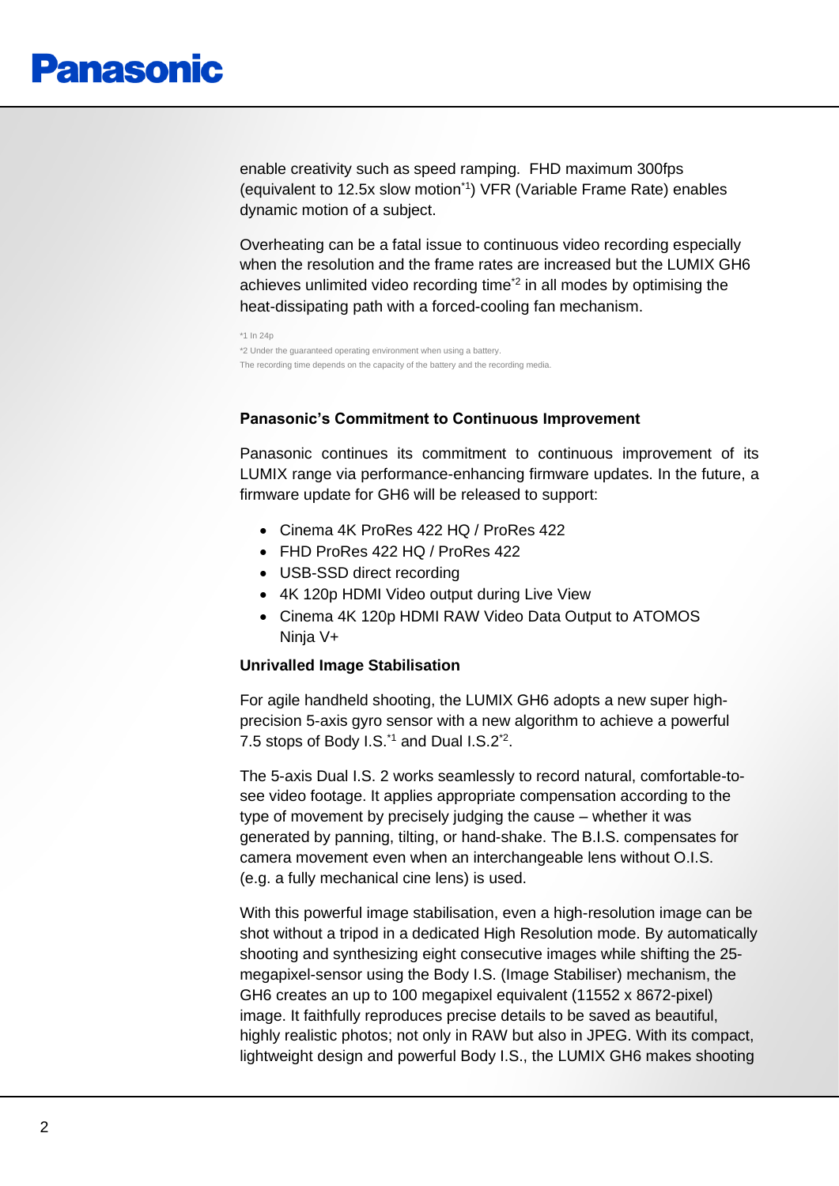enable creativity such as speed ramping. FHD maximum 300fps (equivalent to 12.5x slow motion[*1]) VFR (Variable Frame Rate) enables dynamic motion of a subject.

Overheating can be a fatal issue to continuous video recording especially when the resolution and the frame rates are increased but the LUMIX GH6 achieves unlimited video recording time[*2] in all modes by optimising the heat-dissipating path with a forced-cooling fan mechanism.

*1 In 24p
*2 Under the guaranteed operating environment when using a battery.
The recording time depends on the capacity of the battery and the recording media.

**Panasonic's Commitment to Continuous Improvement**

Panasonic continues its commitment to continuous improvement of its LUMIX range via performance-enhancing firmware updates. In the future, a firmware update for GH6 will be released to support:

- Cinema 4K ProRes 422 HQ / ProRes 422
- FHD ProRes 422 HQ / ProRes 422
- USB-SSD direct recording
- 4K 120p HDMI Video output during Live View
- Cinema 4K 120p HDMI RAW Video Data Output to ATOMOS Ninja V+

**Unrivalled Image Stabilisation**

For agile handheld shooting, the LUMIX GH6 adopts a new super high-precision 5-axis gyro sensor with a new algorithm to achieve a powerful 7.5 stops of Body I.S.[*1] and Dual I.S.2[*2].

The 5-axis Dual I.S. 2 works seamlessly to record natural, comfortable-to-see video footage. It applies appropriate compensation according to the type of movement by precisely judging the cause – whether it was generated by panning, tilting, or hand-shake. The B.I.S. compensates for camera movement even when an interchangeable lens without O.I.S. (e.g. a fully mechanical cine lens) is used.

With this powerful image stabilisation, even a high-resolution image can be shot without a tripod in a dedicated High Resolution mode. By automatically shooting and synthesizing eight consecutive images while shifting the 25-megapixel-sensor using the Body I.S. (Image Stabiliser) mechanism, the GH6 creates an up to 100 megapixel equivalent (11552 x 8672-pixel) image. It faithfully reproduces precise details to be saved as beautiful, highly realistic photos; not only in RAW but also in JPEG. With its compact, lightweight design and powerful Body I.S., the LUMIX GH6 makes shooting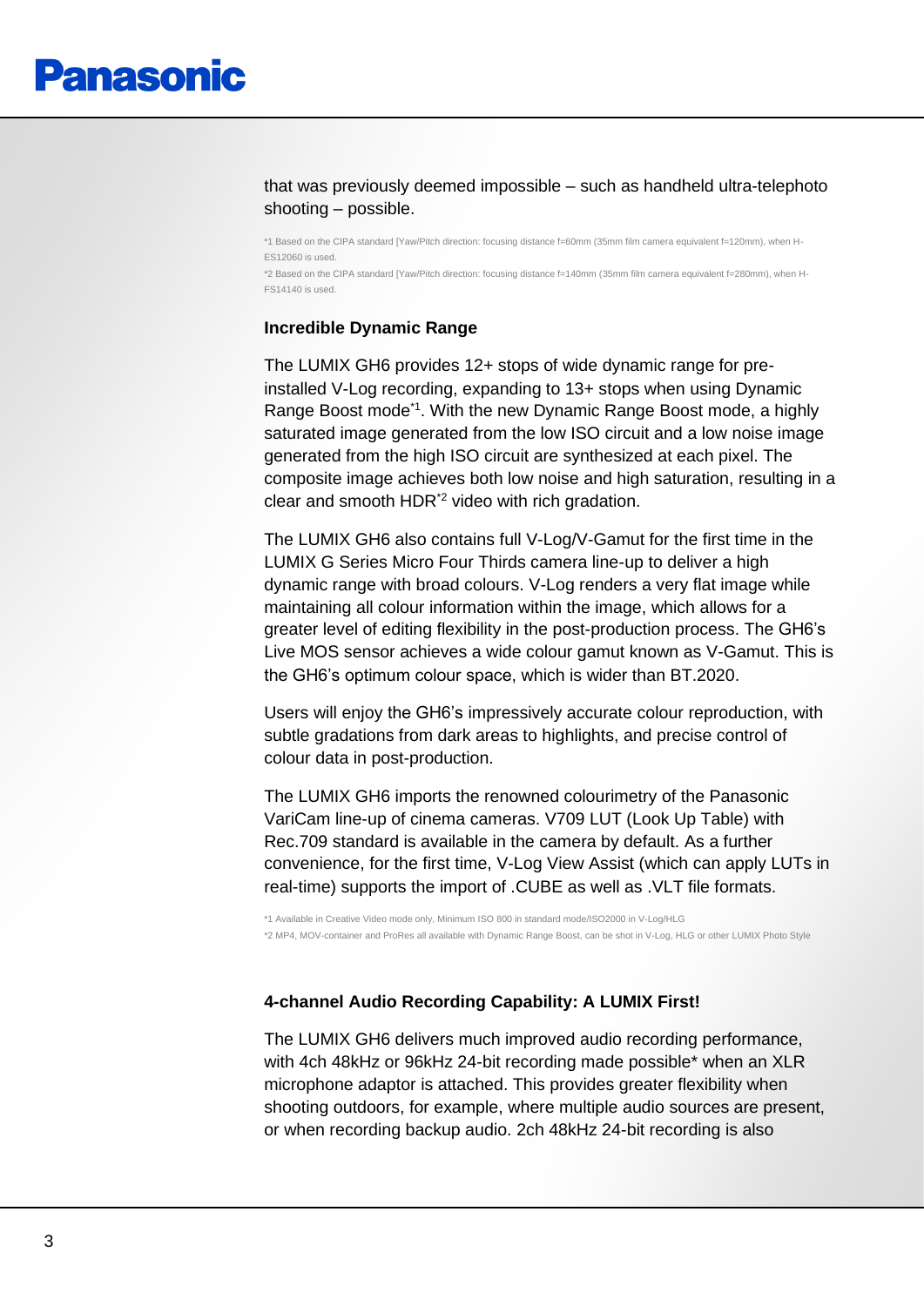that was previously deemed impossible – such as handheld ultra-telephoto shooting – possible.

*1 Based on the CIPA standard [Yaw/Pitch direction: focusing distance f=60mm (35mm film camera equivalent f=120mm), when H-ES12060 is used.
*2 Based on the CIPA standard [Yaw/Pitch direction: focusing distance f=140mm (35mm film camera equivalent f=280mm), when H-FS14140 is used.

### Incredible Dynamic Range

The LUMIX GH6 provides 12+ stops of wide dynamic range for pre-installed V-Log recording, expanding to 13+ stops when using Dynamic Range Boost mode[*1]. With the new Dynamic Range Boost mode, a highly saturated image generated from the low ISO circuit and a low noise image generated from the high ISO circuit are synthesized at each pixel. The composite image achieves both low noise and high saturation, resulting in a clear and smooth HDR[*2] video with rich gradation.

The LUMIX GH6 also contains full V-Log/V-Gamut for the first time in the LUMIX G Series Micro Four Thirds camera line-up to deliver a high dynamic range with broad colours. V-Log renders a very flat image while maintaining all colour information within the image, which allows for a greater level of editing flexibility in the post-production process. The GH6's Live MOS sensor achieves a wide colour gamut known as V-Gamut. This is the GH6's optimum colour space, which is wider than BT.2020.

Users will enjoy the GH6's impressively accurate colour reproduction, with subtle gradations from dark areas to highlights, and precise control of colour data in post-production.

The LUMIX GH6 imports the renowned colourimetry of the Panasonic VariCam line-up of cinema cameras. V709 LUT (Look Up Table) with Rec.709 standard is available in the camera by default. As a further convenience, for the first time, V-Log View Assist (which can apply LUTs in real-time) supports the import of .CUBE as well as .VLT file formats.

*1 Available in Creative Video mode only, Minimum ISO 800 in standard mode/ISO2000 in V-Log/HLG
*2 MP4, MOV-container and ProRes all available with Dynamic Range Boost, can be shot in V-Log, HLG or other LUMIX Photo Style

### 4-channel Audio Recording Capability: A LUMIX First!

The LUMIX GH6 delivers much improved audio recording performance, with 4ch 48kHz or 96kHz 24-bit recording made possible* when an XLR microphone adaptor is attached. This provides greater flexibility when shooting outdoors, for example, where multiple audio sources are present, or when recording backup audio. 2ch 48kHz 24-bit recording is also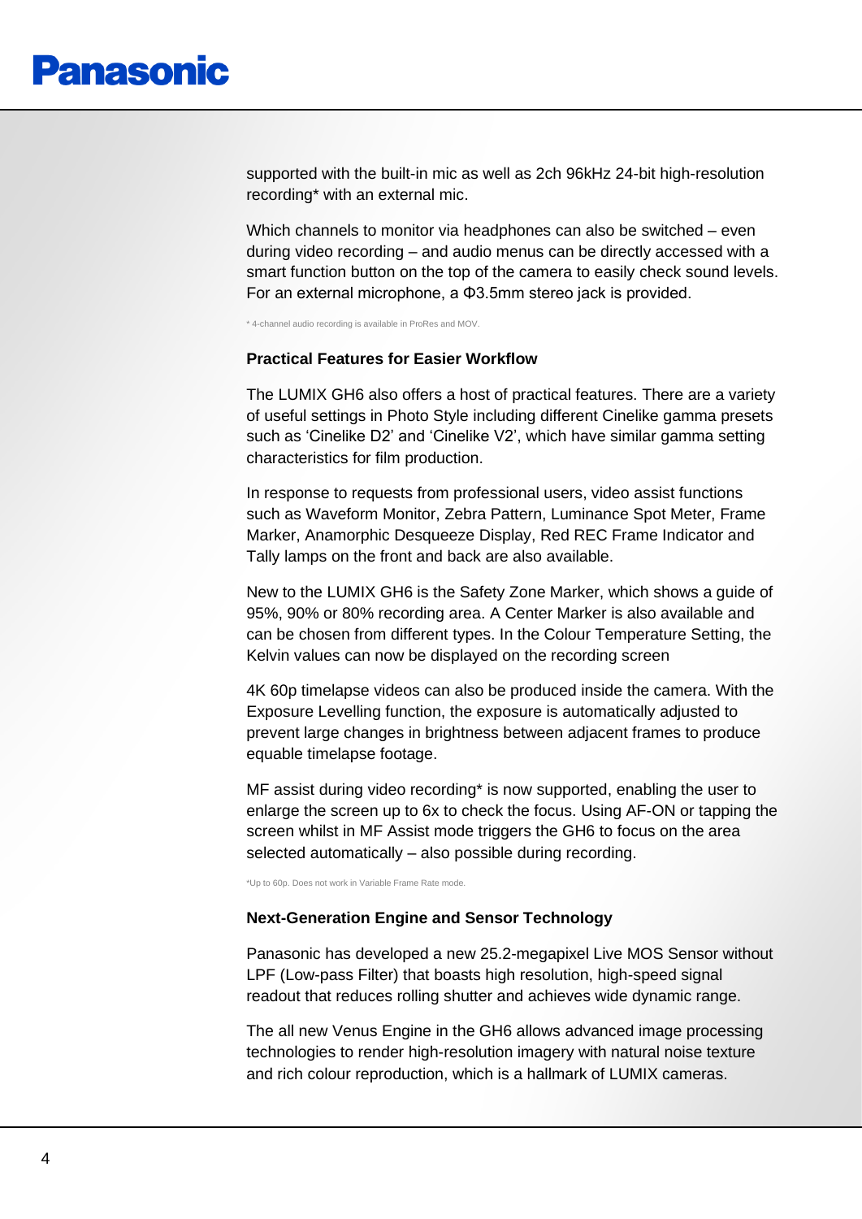supported with the built-in mic as well as 2ch 96kHz 24-bit high-resolution recording* with an external mic.

Which channels to monitor via headphones can also be switched – even during video recording – and audio menus can be directly accessed with a smart function button on the top of the camera to easily check sound levels. For an external microphone, a Φ3.5mm stereo jack is provided.

* 4-channel audio recording is available in ProRes and MOV.

**Practical Features for Easier Workflow**

The LUMIX GH6 also offers a host of practical features. There are a variety of useful settings in Photo Style including different Cinelike gamma presets such as 'Cinelike D2' and 'Cinelike V2', which have similar gamma setting characteristics for film production.

In response to requests from professional users, video assist functions such as Waveform Monitor, Zebra Pattern, Luminance Spot Meter, Frame Marker, Anamorphic Desqueeze Display, Red REC Frame Indicator and Tally lamps on the front and back are also available.

New to the LUMIX GH6 is the Safety Zone Marker, which shows a guide of 95%, 90% or 80% recording area. A Center Marker is also available and can be chosen from different types. In the Colour Temperature Setting, the Kelvin values can now be displayed on the recording screen

4K 60p timelapse videos can also be produced inside the camera. With the Exposure Levelling function, the exposure is automatically adjusted to prevent large changes in brightness between adjacent frames to produce equable timelapse footage.

MF assist during video recording* is now supported, enabling the user to enlarge the screen up to 6x to check the focus. Using AF-ON or tapping the screen whilst in MF Assist mode triggers the GH6 to focus on the area selected automatically – also possible during recording.

*Up to 60p. Does not work in Variable Frame Rate mode.

**Next-Generation Engine and Sensor Technology**

Panasonic has developed a new 25.2-megapixel Live MOS Sensor without LPF (Low-pass Filter) that boasts high resolution, high-speed signal readout that reduces rolling shutter and achieves wide dynamic range.

The all new Venus Engine in the GH6 allows advanced image processing technologies to render high-resolution imagery with natural noise texture and rich colour reproduction, which is a hallmark of LUMIX cameras.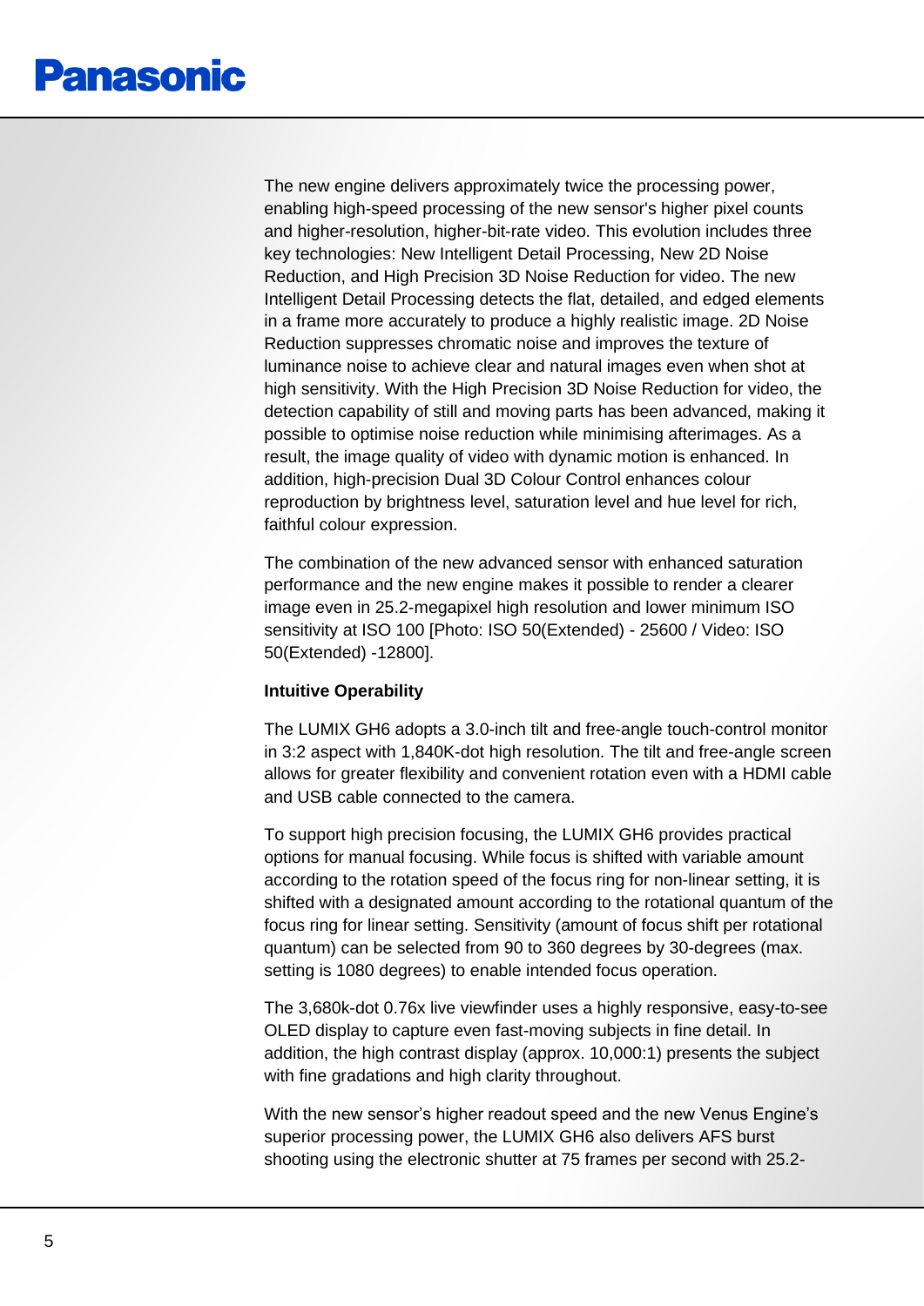The new engine delivers approximately twice the processing power, enabling high-speed processing of the new sensor's higher pixel counts and higher-resolution, higher-bit-rate video. This evolution includes three key technologies: New Intelligent Detail Processing, New 2D Noise Reduction, and High Precision 3D Noise Reduction for video. The new Intelligent Detail Processing detects the flat, detailed, and edged elements in a frame more accurately to produce a highly realistic image. 2D Noise Reduction suppresses chromatic noise and improves the texture of luminance noise to achieve clear and natural images even when shot at high sensitivity. With the High Precision 3D Noise Reduction for video, the detection capability of still and moving parts has been advanced, making it possible to optimise noise reduction while minimising afterimages. As a result, the image quality of video with dynamic motion is enhanced. In addition, high-precision Dual 3D Colour Control enhances colour reproduction by brightness level, saturation level and hue level for rich, faithful colour expression.

The combination of the new advanced sensor with enhanced saturation performance and the new engine makes it possible to render a clearer image even in 25.2-megapixel high resolution and lower minimum ISO sensitivity at ISO 100 [Photo: ISO 50(Extended) - 25600 / Video: ISO 50(Extended) -12800].

**Intuitive Operability**

The LUMIX GH6 adopts a 3.0-inch tilt and free-angle touch-control monitor in 3:2 aspect with 1,840K-dot high resolution. The tilt and free-angle screen allows for greater flexibility and convenient rotation even with a HDMI cable and USB cable connected to the camera.

To support high precision focusing, the LUMIX GH6 provides practical options for manual focusing. While focus is shifted with variable amount according to the rotation speed of the focus ring for non-linear setting, it is shifted with a designated amount according to the rotational quantum of the focus ring for linear setting. Sensitivity (amount of focus shift per rotational quantum) can be selected from 90 to 360 degrees by 30-degrees (max. setting is 1080 degrees) to enable intended focus operation.

The 3,680k-dot 0.76x live viewfinder uses a highly responsive, easy-to-see OLED display to capture even fast-moving subjects in fine detail. In addition, the high contrast display (approx. 10,000:1) presents the subject with fine gradations and high clarity throughout.

With the new sensor's higher readout speed and the new Venus Engine's superior processing power, the LUMIX GH6 also delivers AFS burst shooting using the electronic shutter at 75 frames per second with 25.2-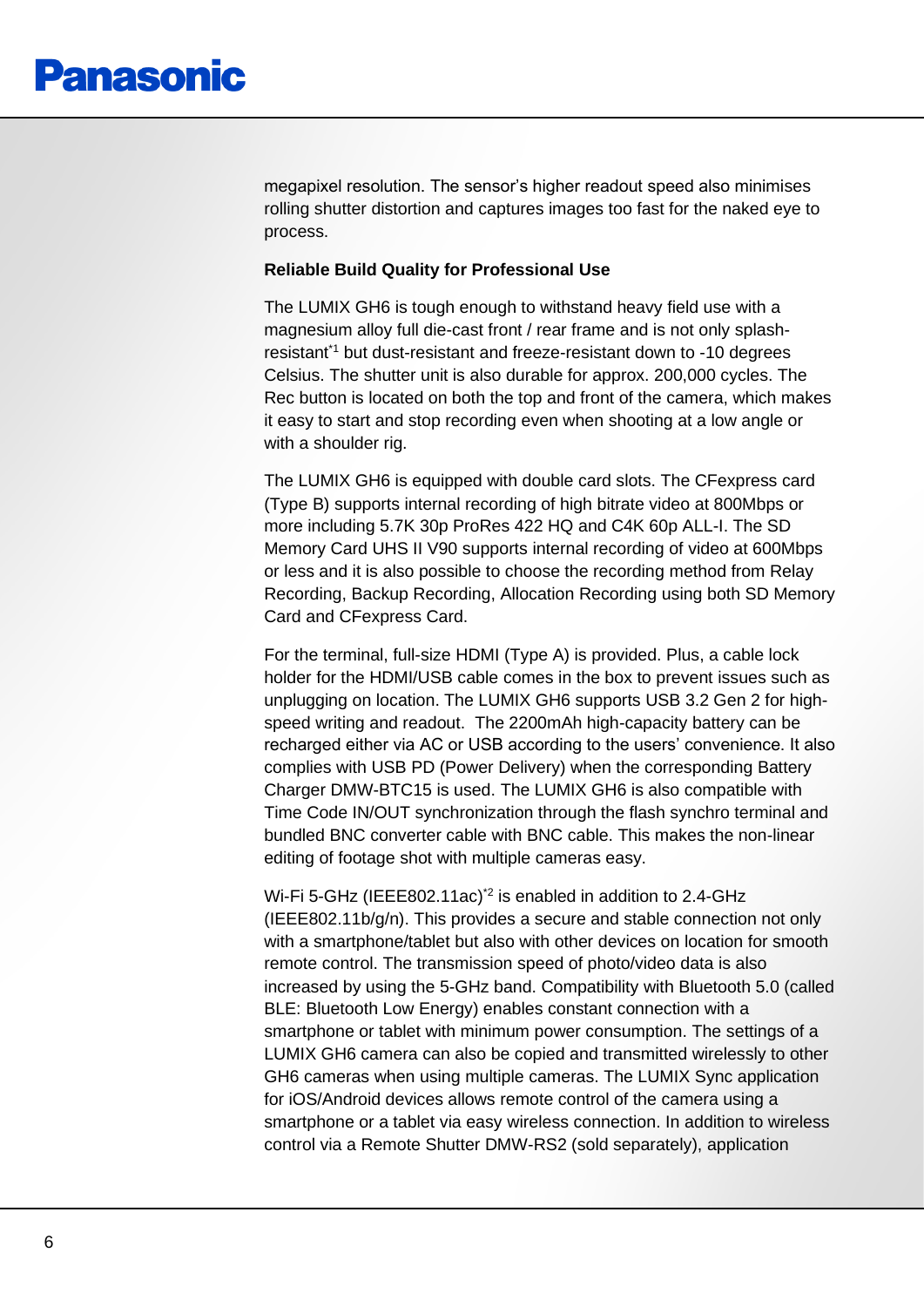megapixel resolution. The sensor's higher readout speed also minimises rolling shutter distortion and captures images too fast for the naked eye to process.

**Reliable Build Quality for Professional Use**

The LUMIX GH6 is tough enough to withstand heavy field use with a magnesium alloy full die-cast front / rear frame and is not only splash-resistant[*1] but dust-resistant and freeze-resistant down to -10 degrees Celsius. The shutter unit is also durable for approx. 200,000 cycles. The Rec button is located on both the top and front of the camera, which makes it easy to start and stop recording even when shooting at a low angle or with a shoulder rig.

The LUMIX GH6 is equipped with double card slots. The CFexpress card (Type B) supports internal recording of high bitrate video at 800Mbps or more including 5.7K 30p ProRes 422 HQ and C4K 60p ALL-I. The SD Memory Card UHS II V90 supports internal recording of video at 600Mbps or less and it is also possible to choose the recording method from Relay Recording, Backup Recording, Allocation Recording using both SD Memory Card and CFexpress Card.

For the terminal, full-size HDMI (Type A) is provided. Plus, a cable lock holder for the HDMI/USB cable comes in the box to prevent issues such as unplugging on location. The LUMIX GH6 supports USB 3.2 Gen 2 for high-speed writing and readout. The 2200mAh high-capacity battery can be recharged either via AC or USB according to the users' convenience. It also complies with USB PD (Power Delivery) when the corresponding Battery Charger DMW-BTC15 is used. The LUMIX GH6 is also compatible with Time Code IN/OUT synchronization through the flash synchro terminal and bundled BNC converter cable with BNC cable. This makes the non-linear editing of footage shot with multiple cameras easy.

Wi-Fi 5-GHz (IEEE802.11ac)[*2] is enabled in addition to 2.4-GHz (IEEE802.11b/g/n). This provides a secure and stable connection not only with a smartphone/tablet but also with other devices on location for smooth remote control. The transmission speed of photo/video data is also increased by using the 5-GHz band. Compatibility with Bluetooth 5.0 (called BLE: Bluetooth Low Energy) enables constant connection with a smartphone or tablet with minimum power consumption. The settings of a LUMIX GH6 camera can also be copied and transmitted wirelessly to other GH6 cameras when using multiple cameras. The LUMIX Sync application for iOS/Android devices allows remote control of the camera using a smartphone or a tablet via easy wireless connection. In addition to wireless control via a Remote Shutter DMW-RS2 (sold separately), application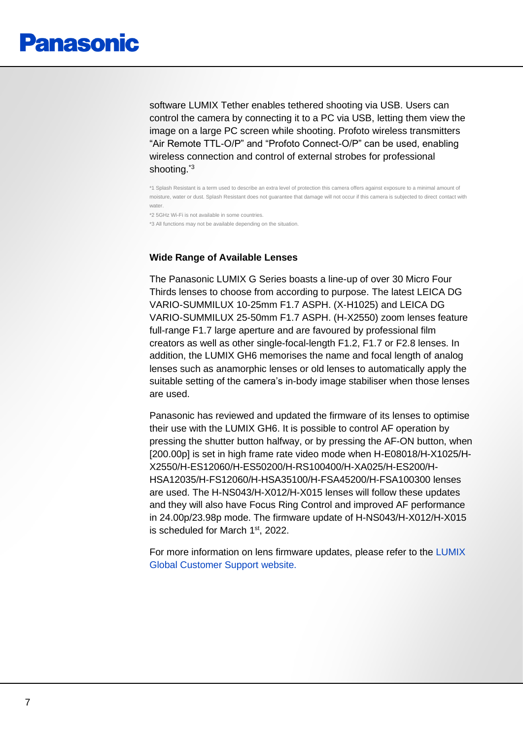software LUMIX Tether enables tethered shooting via USB. Users can control the camera by connecting it to a PC via USB, letting them view the image on a large PC screen while shooting. Profoto wireless transmitters “Air Remote TTL-O/P” and “Profoto Connect-O/P” can be used, enabling wireless connection and control of external strobes for professional shooting.[*3]

*1 Splash Resistant is a term used to describe an extra level of protection this camera offers against exposure to a minimal amount of moisture, water or dust. Splash Resistant does not guarantee that damage will not occur if this camera is subjected to direct contact with water.

*2 5GHz Wi-Fi is not available in some countries.

*3 All functions may not be available depending on the situation.

**Wide Range of Available Lenses**

The Panasonic LUMIX G Series boasts a line-up of over 30 Micro Four Thirds lenses to choose from according to purpose. The latest LEICA DG VARIO-SUMMILUX 10-25mm F1.7 ASPH. (X-H1025) and LEICA DG VARIO-SUMMILUX 25-50mm F1.7 ASPH. (H-X2550) zoom lenses feature full-range F1.7 large aperture and are favoured by professional film creators as well as other single-focal-length F1.2, F1.7 or F2.8 lenses. In addition, the LUMIX GH6 memorises the name and focal length of analog lenses such as anamorphic lenses or old lenses to automatically apply the suitable setting of the camera’s in-body image stabiliser when those lenses are used.

Panasonic has reviewed and updated the firmware of its lenses to optimise their use with the LUMIX GH6. It is possible to control AF operation by pressing the shutter button halfway, or by pressing the AF-ON button, when [200.00p] is set in high frame rate video mode when H-E08018/H-X1025/H-X2550/H-ES12060/H-ES50200/H-RS100400/H-XA025/H-ES200/H-HSA12035/H-FS12060/H-HSA35100/H-FSA45200/H-FSA100300 lenses are used. The H-NS043/H-X012/H-X015 lenses will follow these updates and they will also have Focus Ring Control and improved AF performance in 24.00p/23.98p mode. The firmware update of H-NS043/H-X012/H-X015 is scheduled for March 1st, 2022.

For more information on lens firmware updates, please refer to the LUMIX Global Customer Support website.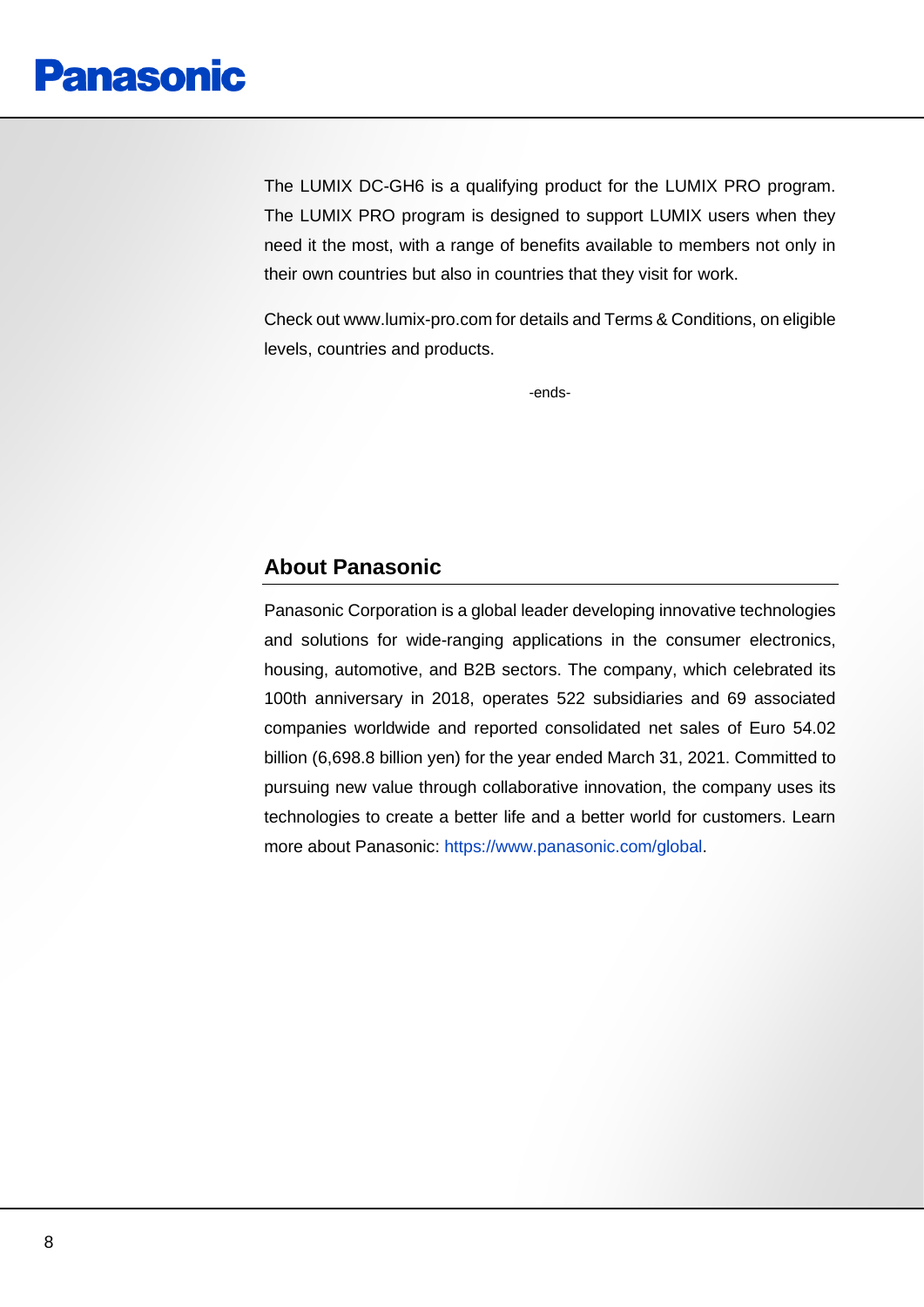The LUMIX DC-GH6 is a qualifying product for the LUMIX PRO program. The LUMIX PRO program is designed to support LUMIX users when they need it the most, with a range of benefits available to members not only in their own countries but also in countries that they visit for work.

Check out www.lumix-pro.com for details and Terms & Conditions, on eligible levels, countries and products.

-ends-

## About Panasonic

Panasonic Corporation is a global leader developing innovative technologies and solutions for wide-ranging applications in the consumer electronics, housing, automotive, and B2B sectors. The company, which celebrated its 100th anniversary in 2018, operates 522 subsidiaries and 69 associated companies worldwide and reported consolidated net sales of Euro 54.02 billion (6,698.8 billion yen) for the year ended March 31, 2021. Committed to pursuing new value through collaborative innovation, the company uses its technologies to create a better life and a better world for customers. Learn more about Panasonic: https://www.panasonic.com/global.